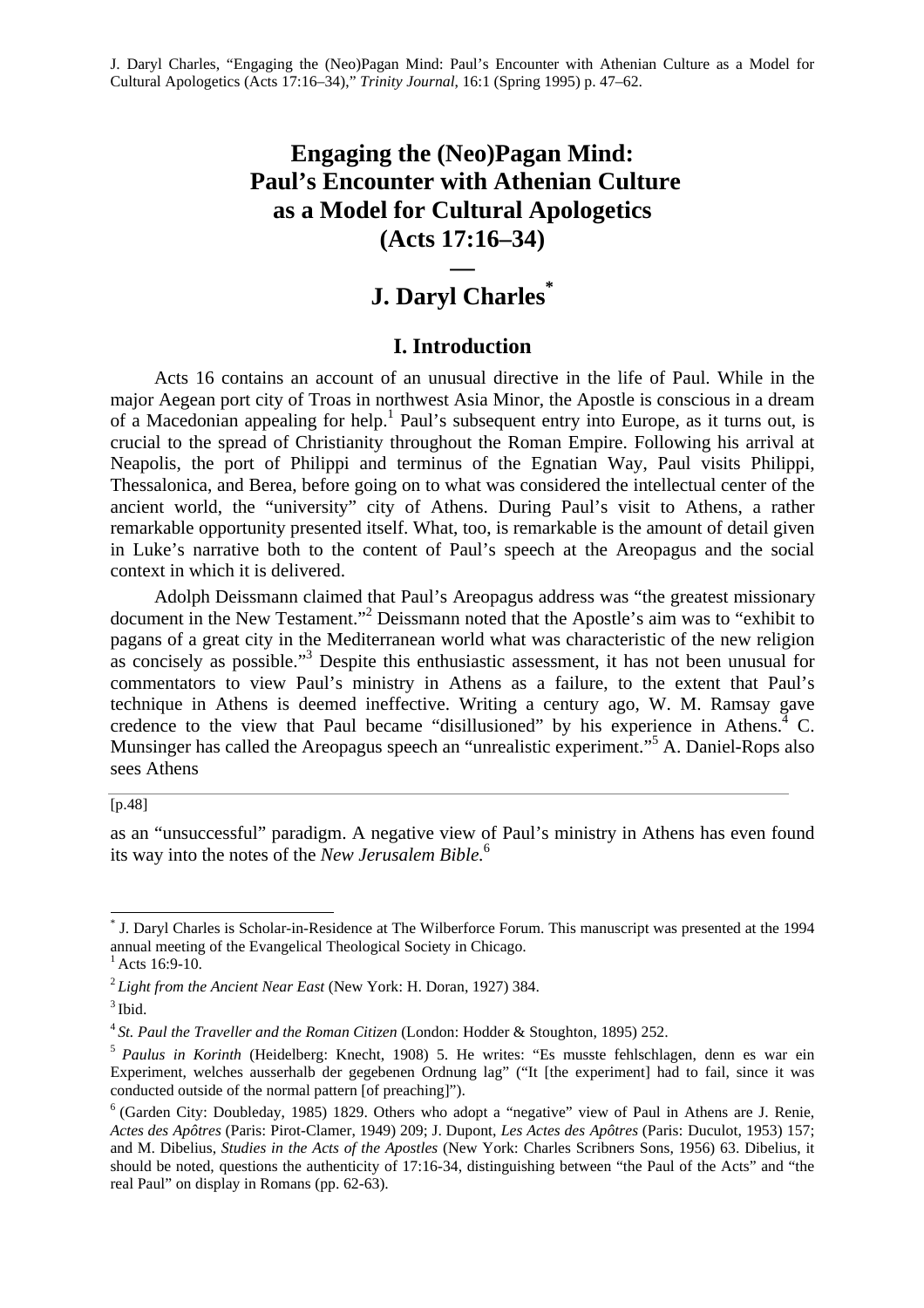J. Daryl Charles, "Engaging the (Neo)Pagan Mind: Paul's Encounter with Athenian Culture as a Model for Cultural Apologetics (Acts 17:16–34)," *Trinity Journal*, 16:1 (Spring 1995) p. 47–62.

# Engaging the (Neo)Pagan Mind: Paul's Encounter with Athenian Culture as a Model for Cultural Apologetics (Acts 17:16–34)

—

## J. Daryl Charles[*]

## I. Introduction

Acts 16 contains an account of an unusual directive in the life of Paul. While in the major Aegean port city of Troas in northwest Asia Minor, the Apostle is conscious in a dream of a Macedonian appealing for help.[1] Paul's subsequent entry into Europe, as it turns out, is crucial to the spread of Christianity throughout the Roman Empire. Following his arrival at Neapolis, the port of Philippi and terminus of the Egnatian Way, Paul visits Philippi, Thessalonica, and Berea, before going on to what was considered the intellectual center of the ancient world, the "university" city of Athens. During Paul's visit to Athens, a rather remarkable opportunity presented itself. What, too, is remarkable is the amount of detail given in Luke's narrative both to the content of Paul's speech at the Areopagus and the social context in which it is delivered.

Adolph Deissmann claimed that Paul's Areopagus address was "the greatest missionary document in the New Testament."[2] Deissmann noted that the Apostle's aim was to "exhibit to pagans of a great city in the Mediterranean world what was characteristic of the new religion as concisely as possible."[3] Despite this enthusiastic assessment, it has not been unusual for commentators to view Paul's ministry in Athens as a failure, to the extent that Paul's technique in Athens is deemed ineffective. Writing a century ago, W. M. Ramsay gave credence to the view that Paul became "disillusioned" by his experience in Athens.[4] C. Munsinger has called the Areopagus speech an "unrealistic experiment."[5] A. Daniel-Rops also sees Athens

[p.48]

as an "unsuccessful" paradigm. A negative view of Paul's ministry in Athens has even found its way into the notes of the *New Jerusalem Bible.*[6]

---

[*] J. Daryl Charles is Scholar-in-Residence at The Wilberforce Forum. This manuscript was presented at the 1994 annual meeting of the Evangelical Theological Society in Chicago.

[1] Acts 16:9-10.

[2] *Light from the Ancient Near East* (New York: H. Doran, 1927) 384.

[3] Ibid.

[4] *St. Paul the Traveller and the Roman Citizen* (London: Hodder & Stoughton, 1895) 252.

[5] *Paulus in Korinth* (Heidelberg: Knecht, 1908) 5. He writes: "Es musste fehlschlagen, denn es war ein Experiment, welches ausserhalb der gegebenen Ordnung lag" ("It [the experiment] had to fail, since it was conducted outside of the normal pattern [of preaching]").

[6] (Garden City: Doubleday, 1985) 1829. Others who adopt a "negative" view of Paul in Athens are J. Renie, *Actes des Apôtres* (Paris: Pirot-Clamer, 1949) 209; J. Dupont, *Les Actes des Apôtres* (Paris: Duculot, 1953) 157; and M. Dibelius, *Studies in the Acts of the Apostles* (New York: Charles Scribners Sons, 1956) 63. Dibelius, it should be noted, questions the authenticity of 17:16-34, distinguishing between "the Paul of the Acts" and "the real Paul" on display in Romans (pp. 62-63).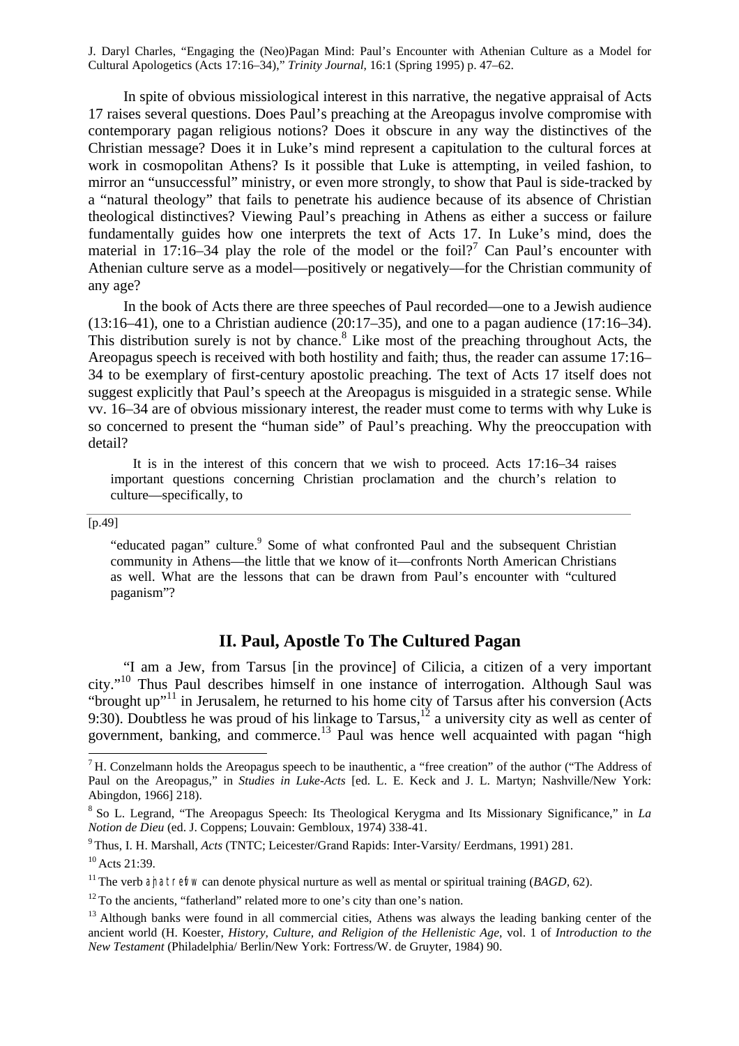J. Daryl Charles, "Engaging the (Neo)Pagan Mind: Paul's Encounter with Athenian Culture as a Model for Cultural Apologetics (Acts 17:16–34)," *Trinity Journal*, 16:1 (Spring 1995) p. 47–62.

In spite of obvious missiological interest in this narrative, the negative appraisal of Acts 17 raises several questions. Does Paul's preaching at the Areopagus involve compromise with contemporary pagan religious notions? Does it obscure in any way the distinctives of the Christian message? Does it in Luke's mind represent a capitulation to the cultural forces at work in cosmopolitan Athens? Is it possible that Luke is attempting, in veiled fashion, to mirror an "unsuccessful" ministry, or even more strongly, to show that Paul is side-tracked by a "natural theology" that fails to penetrate his audience because of its absence of Christian theological distinctives? Viewing Paul's preaching in Athens as either a success or failure fundamentally guides how one interprets the text of Acts 17. In Luke's mind, does the material in 17:16–34 play the role of the model or the foil?[7] Can Paul's encounter with Athenian culture serve as a model—positively or negatively—for the Christian community of any age?

In the book of Acts there are three speeches of Paul recorded—one to a Jewish audience (13:16–41), one to a Christian audience (20:17–35), and one to a pagan audience (17:16–34). This distribution surely is not by chance.[8] Like most of the preaching throughout Acts, the Areopagus speech is received with both hostility and faith; thus, the reader can assume 17:16–34 to be exemplary of first-century apostolic preaching. The text of Acts 17 itself does not suggest explicitly that Paul's speech at the Areopagus is misguided in a strategic sense. While vv. 16–34 are of obvious missionary interest, the reader must come to terms with why Luke is so concerned to present the "human side" of Paul's preaching. Why the preoccupation with detail?

> It is in the interest of this concern that we wish to proceed. Acts 17:16–34 raises important questions concerning Christian proclamation and the church's relation to culture—specifically, to

[p.49]

> "educated pagan" culture.[9] Some of what confronted Paul and the subsequent Christian community in Athens—the little that we know of it—confronts North American Christians as well. What are the lessons that can be drawn from Paul's encounter with "cultured paganism"?

## II. Paul, Apostle To The Cultured Pagan

"I am a Jew, from Tarsus [in the province] of Cilicia, a citizen of a very important city."[10] Thus Paul describes himself in one instance of interrogation. Although Saul was "brought up"[11] in Jerusalem, he returned to his home city of Tarsus after his conversion (Acts 9:30). Doubtless he was proud of his linkage to Tarsus,[12] a university city as well as center of government, banking, and commerce.[13] Paul was hence well acquainted with pagan "high

---

[7] H. Conzelmann holds the Areopagus speech to be inauthentic, a "free creation" of the author ("The Address of Paul on the Areopagus," in *Studies in Luke-Acts* [ed. L. E. Keck and J. L. Martyn; Nashville/New York: Abingdon, 1966] 218).

[8] So L. Legrand, "The Areopagus Speech: Its Theological Kerygma and Its Missionary Significance," in *La Notion de Dieu* (ed. J. Coppens; Louvain: Gembloux, 1974) 338-41.

[9] Thus, I. H. Marshall, *Acts* (TNTC; Leicester/Grand Rapids: Inter-Varsity/ Eerdmans, 1991) 281.

[10] Acts 21:39.

[11] The verb ἀνατρέφω can denote physical nurture as well as mental or spiritual training (*BAGD*, 62).

[12] To the ancients, "fatherland" related more to one's city than one's nation.

[13] Although banks were found in all commercial cities, Athens was always the leading banking center of the ancient world (H. Koester, *History, Culture, and Religion of the Hellenistic Age*, vol. 1 of *Introduction to the New Testament* (Philadelphia/ Berlin/New York: Fortress/W. de Gruyter, 1984) 90.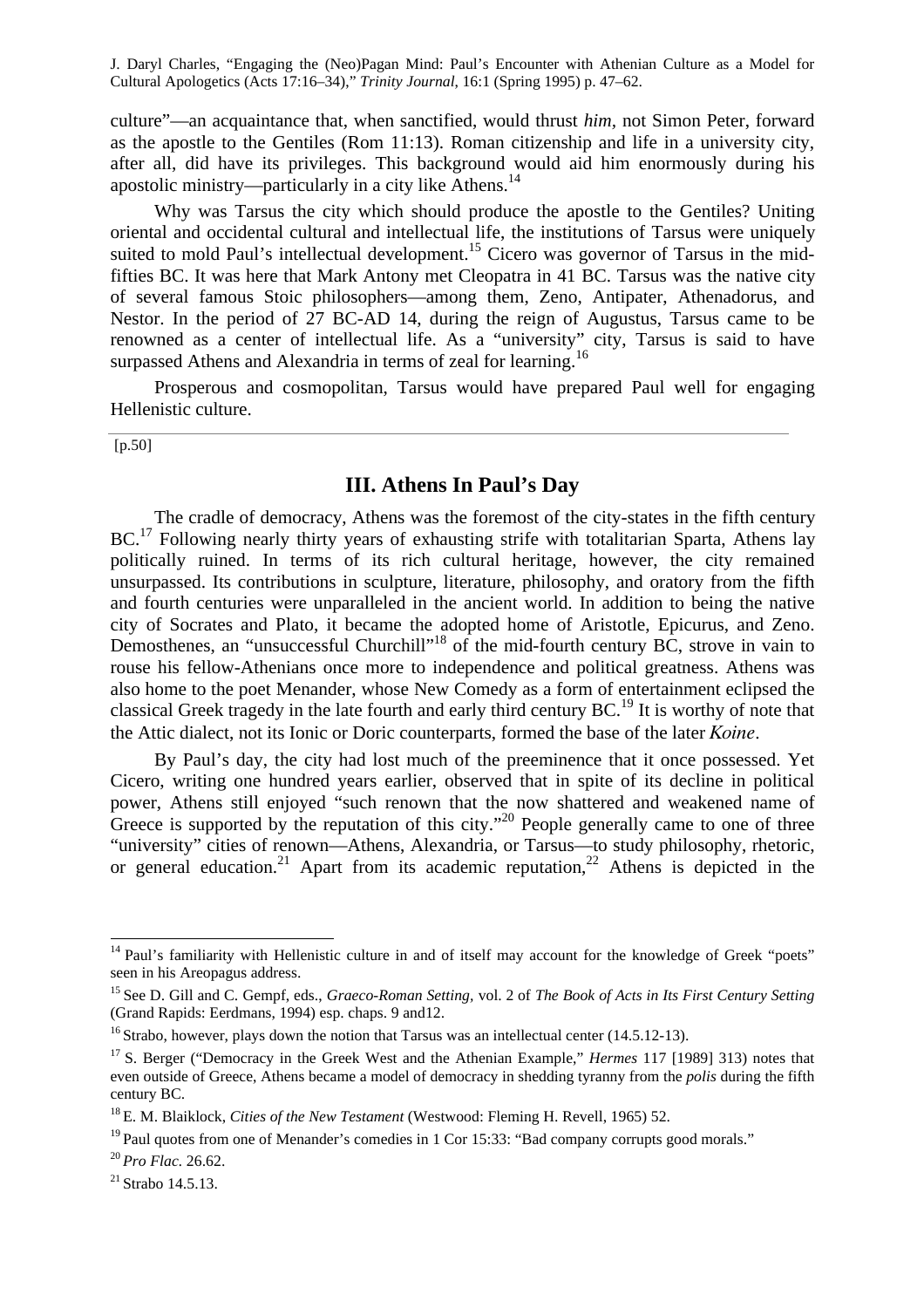culture"—an acquaintance that, when sanctified, would thrust *him*, not Simon Peter, forward as the apostle to the Gentiles (Rom 11:13). Roman citizenship and life in a university city, after all, did have its privileges. This background would aid him enormously during his apostolic ministry—particularly in a city like Athens.[14]

Why was Tarsus the city which should produce the apostle to the Gentiles? Uniting oriental and occidental cultural and intellectual life, the institutions of Tarsus were uniquely suited to mold Paul's intellectual development.[15] Cicero was governor of Tarsus in the mid-fifties BC. It was here that Mark Antony met Cleopatra in 41 BC. Tarsus was the native city of several famous Stoic philosophers—among them, Zeno, Antipater, Athenadorus, and Nestor. In the period of 27 BC-AD 14, during the reign of Augustus, Tarsus came to be renowned as a center of intellectual life. As a "university" city, Tarsus is said to have surpassed Athens and Alexandria in terms of zeal for learning.[16]

Prosperous and cosmopolitan, Tarsus would have prepared Paul well for engaging Hellenistic culture.

[p.50]

## III. Athens In Paul's Day

The cradle of democracy, Athens was the foremost of the city-states in the fifth century BC.[17] Following nearly thirty years of exhausting strife with totalitarian Sparta, Athens lay politically ruined. In terms of its rich cultural heritage, however, the city remained unsurpassed. Its contributions in sculpture, literature, philosophy, and oratory from the fifth and fourth centuries were unparalleled in the ancient world. In addition to being the native city of Socrates and Plato, it became the adopted home of Aristotle, Epicurus, and Zeno. Demosthenes, an "unsuccessful Churchill"[18] of the mid-fourth century BC, strove in vain to rouse his fellow-Athenians once more to independence and political greatness. Athens was also home to the poet Menander, whose New Comedy as a form of entertainment eclipsed the classical Greek tragedy in the late fourth and early third century BC.[19] It is worthy of note that the Attic dialect, not its Ionic or Doric counterparts, formed the base of the later *Koine*.

By Paul's day, the city had lost much of the preeminence that it once possessed. Yet Cicero, writing one hundred years earlier, observed that in spite of its decline in political power, Athens still enjoyed "such renown that the now shattered and weakened name of Greece is supported by the reputation of this city."[20] People generally came to one of three "university" cities of renown—Athens, Alexandria, or Tarsus—to study philosophy, rhetoric, or general education.[21] Apart from its academic reputation,[22] Athens is depicted in the

---

[14] Paul's familiarity with Hellenistic culture in and of itself may account for the knowledge of Greek "poets" seen in his Areopagus address.

[15] See D. Gill and C. Gempf, eds., *Graeco-Roman Setting*, vol. 2 of *The Book of Acts in Its First Century Setting* (Grand Rapids: Eerdmans, 1994) esp. chaps. 9 and12.

[16] Strabo, however, plays down the notion that Tarsus was an intellectual center (14.5.12-13).

[17] S. Berger ("Democracy in the Greek West and the Athenian Example," *Hermes* 117 [1989] 313) notes that even outside of Greece, Athens became a model of democracy in shedding tyranny from the *polis* during the fifth century BC.

[18] E. M. Blaiklock, *Cities of the New Testament* (Westwood: Fleming H. Revell, 1965) 52.

[19] Paul quotes from one of Menander's comedies in 1 Cor 15:33: "Bad company corrupts good morals."

[20] *Pro Flac.* 26.62.

[21] Strabo 14.5.13.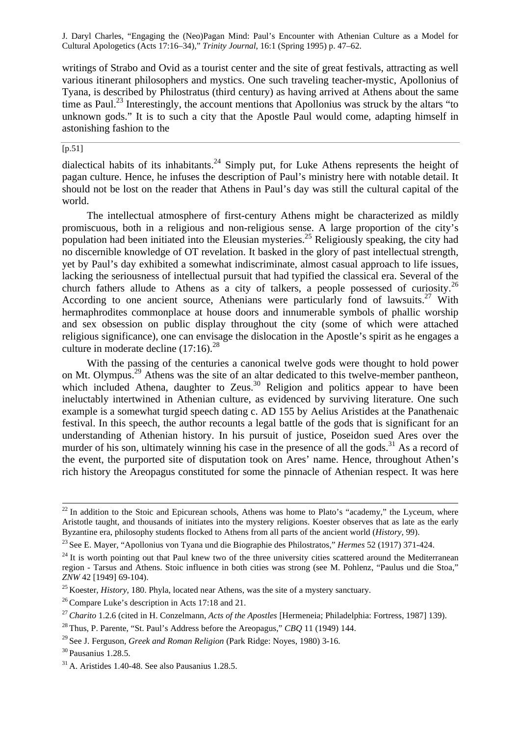writings of Strabo and Ovid as a tourist center and the site of great festivals, attracting as well various itinerant philosophers and mystics. One such traveling teacher-mystic, Apollonius of Tyana, is described by Philostratus (third century) as having arrived at Athens about the same time as Paul.[23] Interestingly, the account mentions that Apollonius was struck by the altars "to unknown gods." It is to such a city that the Apostle Paul would come, adapting himself in astonishing fashion to the

[p.51]

dialectical habits of its inhabitants.[24] Simply put, for Luke Athens represents the height of pagan culture. Hence, he infuses the description of Paul's ministry here with notable detail. It should not be lost on the reader that Athens in Paul's day was still the cultural capital of the world.

The intellectual atmosphere of first-century Athens might be characterized as mildly promiscuous, both in a religious and non-religious sense. A large proportion of the city's population had been initiated into the Eleusian mysteries.[25] Religiously speaking, the city had no discernible knowledge of OT revelation. It basked in the glory of past intellectual strength, yet by Paul's day exhibited a somewhat indiscriminate, almost casual approach to life issues, lacking the seriousness of intellectual pursuit that had typified the classical era. Several of the church fathers allude to Athens as a city of talkers, a people possessed of curiosity.[26] According to one ancient source, Athenians were particularly fond of lawsuits.[27] With hermaphrodites commonplace at house doors and innumerable symbols of phallic worship and sex obsession on public display throughout the city (some of which were attached religious significance), one can envisage the dislocation in the Apostle's spirit as he engages a culture in moderate decline (17:16).[28]

With the passing of the centuries a canonical twelve gods were thought to hold power on Mt. Olympus.[29] Athens was the site of an altar dedicated to this twelve-member pantheon, which included Athena, daughter to Zeus.[30] Religion and politics appear to have been ineluctably intertwined in Athenian culture, as evidenced by surviving literature. One such example is a somewhat turgid speech dating c. AD 155 by Aelius Aristides at the Panathenaic festival. In this speech, the author recounts a legal battle of the gods that is significant for an understanding of Athenian history. In his pursuit of justice, Poseidon sued Ares over the murder of his son, ultimately winning his case in the presence of all the gods.[31] As a record of the event, the purported site of disputation took on Ares' name. Hence, throughout Athen's rich history the Areopagus constituted for some the pinnacle of Athenian respect. It was here

---

[22] In addition to the Stoic and Epicurean schools, Athens was home to Plato's "academy," the Lyceum, where Aristotle taught, and thousands of initiates into the mystery religions. Koester observes that as late as the early Byzantine era, philosophy students flocked to Athens from all parts of the ancient world (*History*, 99).

[23] See E. Mayer, "Apollonius von Tyana und die Biographie des Philostratos," *Hermes* 52 (1917) 371-424.

[24] It is worth pointing out that Paul knew two of the three university cities scattered around the Mediterranean region - Tarsus and Athens. Stoic influence in both cities was strong (see M. Pohlenz, "Paulus und die Stoa," *ZNW* 42 [1949] 69-104).

[25] Koester, *History*, 180. Phyla, located near Athens, was the site of a mystery sanctuary.

[26] Compare Luke's description in Acts 17:18 and 21.

[27] *Charito* 1.2.6 (cited in H. Conzelmann, *Acts of the Apostles* [Hermeneia; Philadelphia: Fortress, 1987] 139).

[28] Thus, P. Parente, "St. Paul's Address before the Areopagus," *CBQ* 11 (1949) 144.

[29] See J. Ferguson, *Greek and Roman Religion* (Park Ridge: Noyes, 1980) 3-16.

[30] Pausanius 1.28.5.

[31] A. Aristides 1.40-48. See also Pausanius 1.28.5.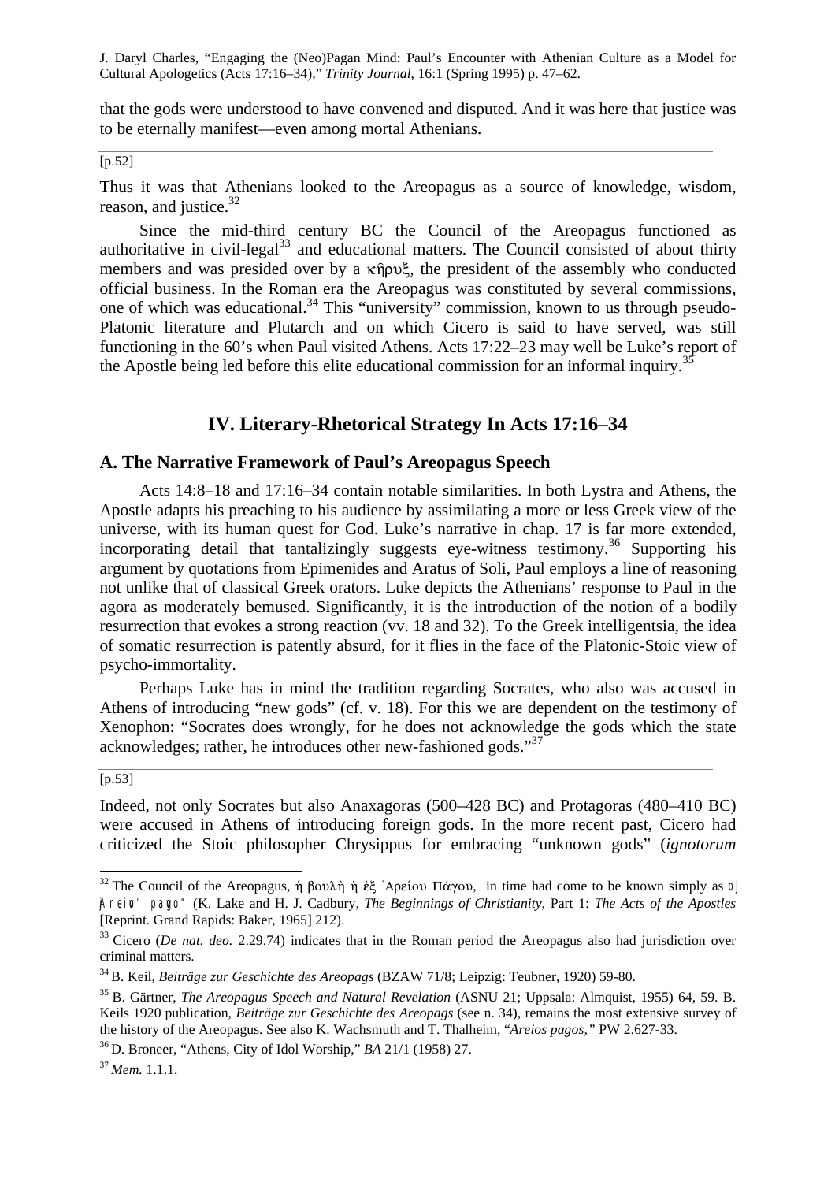that the gods were understood to have convened and disputed. And it was here that justice was to be eternally manifest—even among mortal Athenians.

[p.52]

Thus it was that Athenians looked to the Areopagus as a source of knowledge, wisdom, reason, and justice.[32]

Since the mid-third century BC the Council of the Areopagus functioned as authoritative in civil-legal[33] and educational matters. The Council consisted of about thirty members and was presided over by a κῆρυξ, the president of the assembly who conducted official business. In the Roman era the Areopagus was constituted by several commissions, one of which was educational.[34] This "university" commission, known to us through pseudo-Platonic literature and Plutarch and on which Cicero is said to have served, was still functioning in the 60's when Paul visited Athens. Acts 17:22–23 may well be Luke's report of the Apostle being led before this elite educational commission for an informal inquiry.[35]

## IV. Literary-Rhetorical Strategy In Acts 17:16–34

### A. The Narrative Framework of Paul's Areopagus Speech

Acts 14:8–18 and 17:16–34 contain notable similarities. In both Lystra and Athens, the Apostle adapts his preaching to his audience by assimilating a more or less Greek view of the universe, with its human quest for God. Luke's narrative in chap. 17 is far more extended, incorporating detail that tantalizingly suggests eye-witness testimony.[36] Supporting his argument by quotations from Epimenides and Aratus of Soli, Paul employs a line of reasoning not unlike that of classical Greek orators. Luke depicts the Athenians' response to Paul in the agora as moderately bemused. Significantly, it is the introduction of the notion of a bodily resurrection that evokes a strong reaction (vv. 18 and 32). To the Greek intelligentsia, the idea of somatic resurrection is patently absurd, for it flies in the face of the Platonic-Stoic view of psycho-immortality.

Perhaps Luke has in mind the tradition regarding Socrates, who also was accused in Athens of introducing "new gods" (cf. v. 18). For this we are dependent on the testimony of Xenophon: "Socrates does wrongly, for he does not acknowledge the gods which the state acknowledges; rather, he introduces other new-fashioned gods."[37]

[p.53]

Indeed, not only Socrates but also Anaxagoras (500–428 BC) and Protagoras (480–410 BC) were accused in Athens of introducing foreign gods. In the more recent past, Cicero had criticized the Stoic philosopher Chrysippus for embracing "unknown gods" (*ignotorum*

---

[32] The Council of the Areopagus, ἡ βουλὴ ἡ ἐξ Ἀρείου Πάγου, in time had come to be known simply as ὁ Ἄρειος πάγος (K. Lake and H. J. Cadbury, *The Beginnings of Christianity,* Part 1: *The Acts of the Apostles* [Reprint. Grand Rapids: Baker, 1965] 212).

[33] Cicero (*De nat. deo.* 2.29.74) indicates that in the Roman period the Areopagus also had jurisdiction over criminal matters.

[34] B. Keil, *Beiträge zur Geschichte des Areopags* (BZAW 71/8; Leipzig: Teubner, 1920) 59-80.

[35] B. Gärtner, *The Areopagus Speech and Natural Revelation* (ASNU 21; Uppsala: Almquist, 1955) 64, 59. B. Keils 1920 publication, *Beiträge zur Geschichte des Areopags* (see n. 34), remains the most extensive survey of the history of the Areopagus. See also K. Wachsmuth and T. Thalheim, "*Areios pagos,"* PW 2.627-33.

[36] D. Broneer, "Athens, City of Idol Worship," *BA* 21/1 (1958) 27.

[37] *Mem.* 1.1.1.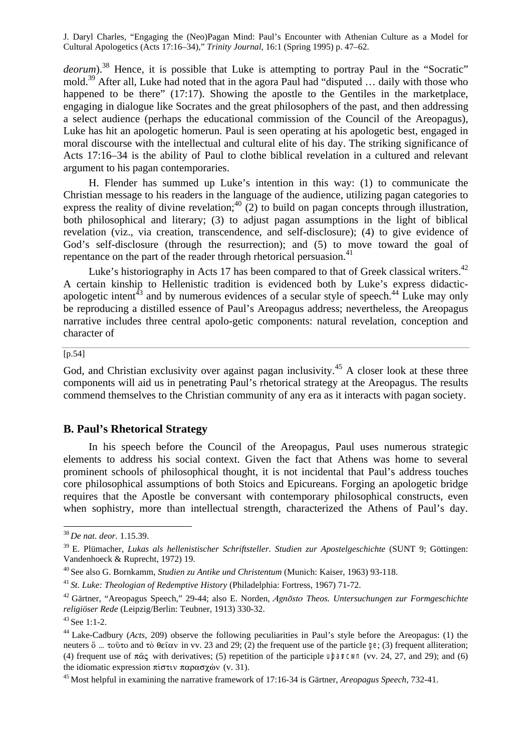*deorum*).[38] Hence, it is possible that Luke is attempting to portray Paul in the "Socratic" mold.[39] After all, Luke had noted that in the agora Paul had "disputed … daily with those who happened to be there" (17:17). Showing the apostle to the Gentiles in the marketplace, engaging in dialogue like Socrates and the great philosophers of the past, and then addressing a select audience (perhaps the educational commission of the Council of the Areopagus), Luke has hit an apologetic homerun. Paul is seen operating at his apologetic best, engaged in moral discourse with the intellectual and cultural elite of his day. The striking significance of Acts 17:16–34 is the ability of Paul to clothe biblical revelation in a cultured and relevant argument to his pagan contemporaries.

H. Flender has summed up Luke's intention in this way: (1) to communicate the Christian message to his readers in the language of the audience, utilizing pagan categories to express the reality of divine revelation;[40] (2) to build on pagan concepts through illustration, both philosophical and literary; (3) to adjust pagan assumptions in the light of biblical revelation (viz., via creation, transcendence, and self-disclosure); (4) to give evidence of God's self-disclosure (through the resurrection); and (5) to move toward the goal of repentance on the part of the reader through rhetorical persuasion.[41]

Luke's historiography in Acts 17 has been compared to that of Greek classical writers.[42] A certain kinship to Hellenistic tradition is evidenced both by Luke's express didactic-apologetic intent[43] and by numerous evidences of a secular style of speech.[44] Luke may only be reproducing a distilled essence of Paul's Areopagus address; nevertheless, the Areopagus narrative includes three central apolo-getic components: natural revelation, conception and character of

[p.54]

God, and Christian exclusivity over against pagan inclusivity.[45] A closer look at these three components will aid us in penetrating Paul's rhetorical strategy at the Areopagus. The results commend themselves to the Christian community of any era as it interacts with pagan society.

### B. Paul's Rhetorical Strategy

In his speech before the Council of the Areopagus, Paul uses numerous strategic elements to address his social context. Given the fact that Athens was home to several prominent schools of philosophical thought, it is not incidental that Paul's address touches core philosophical assumptions of both Stoics and Epicureans. Forging an apologetic bridge requires that the Apostle be conversant with contemporary philosophical constructs, even when sophistry, more than intellectual strength, characterized the Athens of Paul's day.

---

[38] *De nat. deor.* 1.15.39.

[39] E. Plümacher, *Lukas als hellenistischer Schriftsteller. Studien zur Apostelgeschichte* (SUNT 9; Göttingen: Vandenhoeck & Ruprecht, 1972) 19.

[40] See also G. Bornkamm, *Studien zu Antike und Christentum* (Munich: Kaiser, 1963) 93-118.

[41] *St. Luke: Theologian of Redemptive History* (Philadelphia: Fortress, 1967) 71-72.

[42] Gärtner, "Areopagus Speech," 29-44; also E. Norden, *Agnōsto Theos. Untersuchungen zur Formgeschichte religiöser Rede* (Leipzig/Berlin: Teubner, 1913) 330-32.

[43] See 1:1-2.

[44] Lake-Cadbury (*Acts*, 209) observe the following peculiarities in Paul's style before the Areopagus: (1) the neuters ὅ … τοῦτο and τὸ θεῖαν in vv. 23 and 29; (2) the frequent use of the particle γε; (3) frequent alliteration; (4) frequent use of πᾶς with derivatives; (5) repetition of the participle ὑπάρχων (vv. 24, 27, and 29); and (6) the idiomatic expression πίστιν παρασχών (v. 31).

[45] Most helpful in examining the narrative framework of 17:16-34 is Gärtner, *Areopagus Speech*, 732-41.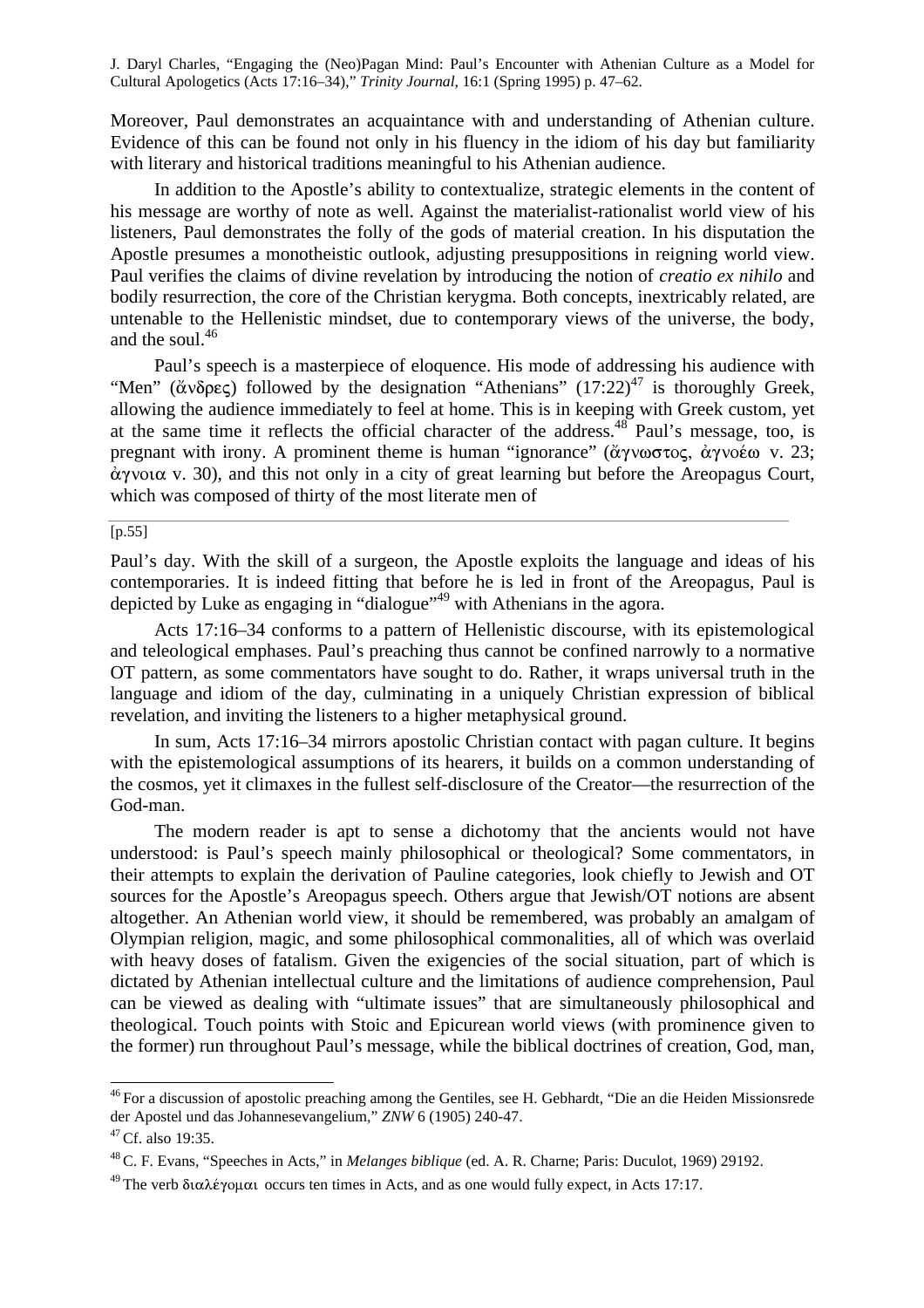Moreover, Paul demonstrates an acquaintance with and understanding of Athenian culture. Evidence of this can be found not only in his fluency in the idiom of his day but familiarity with literary and historical traditions meaningful to his Athenian audience.

In addition to the Apostle's ability to contextualize, strategic elements in the content of his message are worthy of note as well. Against the materialist-rationalist world view of his listeners, Paul demonstrates the folly of the gods of material creation. In his disputation the Apostle presumes a monotheistic outlook, adjusting presuppositions in reigning world view. Paul verifies the claims of divine revelation by introducing the notion of *creatio ex nihilo* and bodily resurrection, the core of the Christian kerygma. Both concepts, inextricably related, are untenable to the Hellenistic mindset, due to contemporary views of the universe, the body, and the soul.[46]

Paul's speech is a masterpiece of eloquence. His mode of addressing his audience with "Men" (ἄνδρες) followed by the designation "Athenians" (17:22)[47] is thoroughly Greek, allowing the audience immediately to feel at home. This is in keeping with Greek custom, yet at the same time it reflects the official character of the address.[48] Paul's message, too, is pregnant with irony. A prominent theme is human "ignorance" (ἄγνωστος, ἀγνοέω v. 23; ἀγνοια v. 30), and this not only in a city of great learning but before the Areopagus Court, which was composed of thirty of the most literate men of

[p.55]

Paul's day. With the skill of a surgeon, the Apostle exploits the language and ideas of his contemporaries. It is indeed fitting that before he is led in front of the Areopagus, Paul is depicted by Luke as engaging in "dialogue"[49] with Athenians in the agora.

Acts 17:16–34 conforms to a pattern of Hellenistic discourse, with its epistemological and teleological emphases. Paul's preaching thus cannot be confined narrowly to a normative OT pattern, as some commentators have sought to do. Rather, it wraps universal truth in the language and idiom of the day, culminating in a uniquely Christian expression of biblical revelation, and inviting the listeners to a higher metaphysical ground.

In sum, Acts 17:16–34 mirrors apostolic Christian contact with pagan culture. It begins with the epistemological assumptions of its hearers, it builds on a common understanding of the cosmos, yet it climaxes in the fullest self-disclosure of the Creator—the resurrection of the God-man.

The modern reader is apt to sense a dichotomy that the ancients would not have understood: is Paul's speech mainly philosophical or theological? Some commentators, in their attempts to explain the derivation of Pauline categories, look chiefly to Jewish and OT sources for the Apostle's Areopagus speech. Others argue that Jewish/OT notions are absent altogether. An Athenian world view, it should be remembered, was probably an amalgam of Olympian religion, magic, and some philosophical commonalities, all of which was overlaid with heavy doses of fatalism. Given the exigencies of the social situation, part of which is dictated by Athenian intellectual culture and the limitations of audience comprehension, Paul can be viewed as dealing with "ultimate issues" that are simultaneously philosophical and theological. Touch points with Stoic and Epicurean world views (with prominence given to the former) run throughout Paul's message, while the biblical doctrines of creation, God, man,

---

[46] For a discussion of apostolic preaching among the Gentiles, see H. Gebhardt, "Die an die Heiden Missionsrede der Apostel und das Johannesevangelium," *ZNW* 6 (1905) 240-47.

[47] Cf. also 19:35.

[48] C. F. Evans, "Speeches in Acts," in *Melanges biblique* (ed. A. R. Charne; Paris: Duculot, 1969) 29192.

[49] The verb διαλέγομαι occurs ten times in Acts, and as one would fully expect, in Acts 17:17.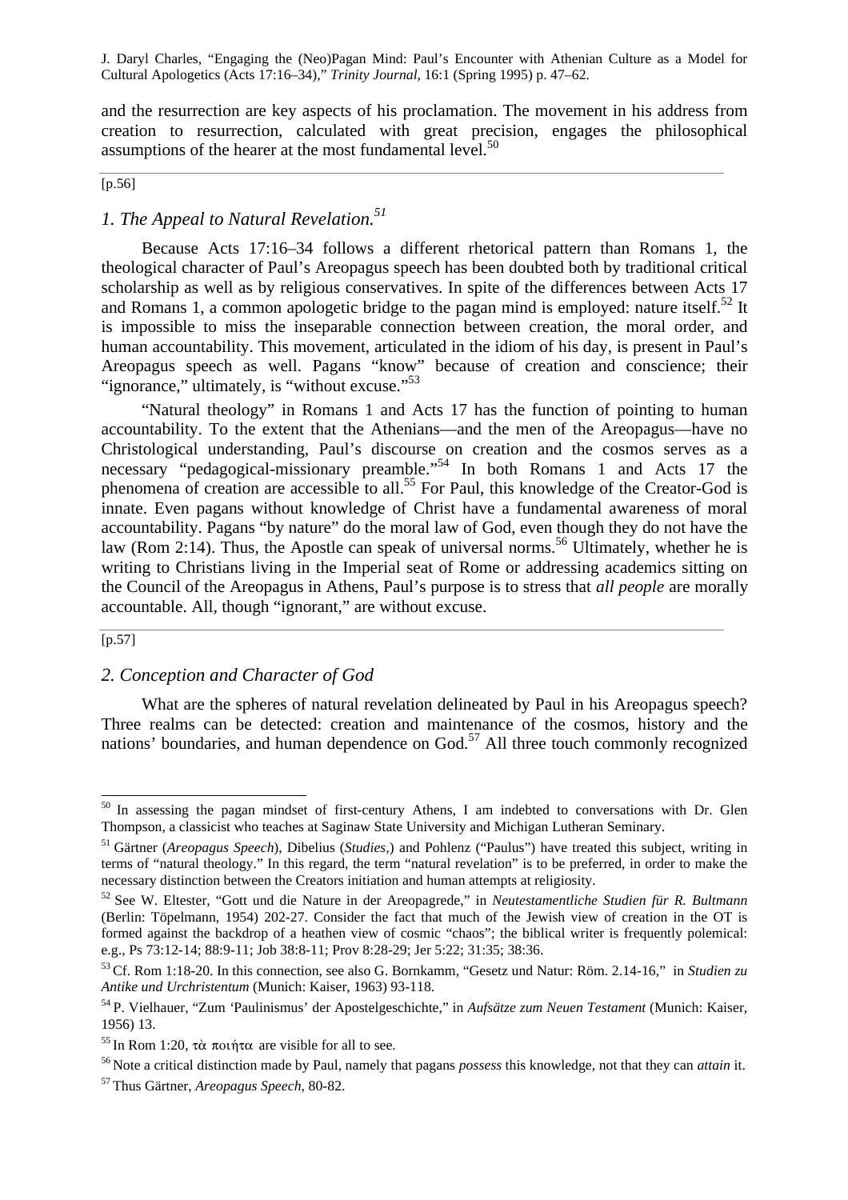and the resurrection are key aspects of his proclamation. The movement in his address from creation to resurrection, calculated with great precision, engages the philosophical assumptions of the hearer at the most fundamental level.[50]

[p.56]

### *1. The Appeal to Natural Revelation.*[51]

Because Acts 17:16–34 follows a different rhetorical pattern than Romans 1, the theological character of Paul's Areopagus speech has been doubted both by traditional critical scholarship as well as by religious conservatives. In spite of the differences between Acts 17 and Romans 1, a common apologetic bridge to the pagan mind is employed: nature itself.[52] It is impossible to miss the inseparable connection between creation, the moral order, and human accountability. This movement, articulated in the idiom of his day, is present in Paul's Areopagus speech as well. Pagans "know" because of creation and conscience; their "ignorance," ultimately, is "without excuse."[53]

"Natural theology" in Romans 1 and Acts 17 has the function of pointing to human accountability. To the extent that the Athenians—and the men of the Areopagus—have no Christological understanding, Paul's discourse on creation and the cosmos serves as a necessary "pedagogical-missionary preamble."[54] In both Romans 1 and Acts 17 the phenomena of creation are accessible to all.[55] For Paul, this knowledge of the Creator-God is innate. Even pagans without knowledge of Christ have a fundamental awareness of moral accountability. Pagans "by nature" do the moral law of God, even though they do not have the law (Rom 2:14). Thus, the Apostle can speak of universal norms.[56] Ultimately, whether he is writing to Christians living in the Imperial seat of Rome or addressing academics sitting on the Council of the Areopagus in Athens, Paul's purpose is to stress that *all people* are morally accountable. All, though "ignorant," are without excuse.

[p.57]

### *2. Conception and Character of God*

What are the spheres of natural revelation delineated by Paul in his Areopagus speech? Three realms can be detected: creation and maintenance of the cosmos, history and the nations' boundaries, and human dependence on God.[57] All three touch commonly recognized

---

[50] In assessing the pagan mindset of first-century Athens, I am indebted to conversations with Dr. Glen Thompson, a classicist who teaches at Saginaw State University and Michigan Lutheran Seminary.

[51] Gärtner (*Areopagus Speech*), Dibelius (*Studies,*) and Pohlenz ("Paulus") have treated this subject, writing in terms of "natural theology." In this regard, the term "natural revelation" is to be preferred, in order to make the necessary distinction between the Creators initiation and human attempts at religiosity.

[52] See W. Eltester, "Gott und die Nature in der Areopagrede," in *Neutestamentliche Studien für R. Bultmann* (Berlin: Töpelmann, 1954) 202-27. Consider the fact that much of the Jewish view of creation in the OT is formed against the backdrop of a heathen view of cosmic "chaos"; the biblical writer is frequently polemical: e.g., Ps 73:12-14; 88:9-11; Job 38:8-11; Prov 8:28-29; Jer 5:22; 31:35; 38:36.

[53] Cf. Rom 1:18-20. In this connection, see also G. Bornkamm, "Gesetz und Natur: Röm. 2.14-16," in *Studien zu Antike und Urchristentum* (Munich: Kaiser, 1963) 93-118.

[54] P. Vielhauer, "Zum 'Paulinismus' der Apostelgeschichte," in *Aufsätze zum Neuen Testament* (Munich: Kaiser, 1956) 13.

[55] In Rom 1:20, τὰ ποιήτα are visible for all to see.

[56] Note a critical distinction made by Paul, namely that pagans *possess* this knowledge, not that they can *attain* it.

[57] Thus Gärtner, *Areopagus Speech,* 80-82.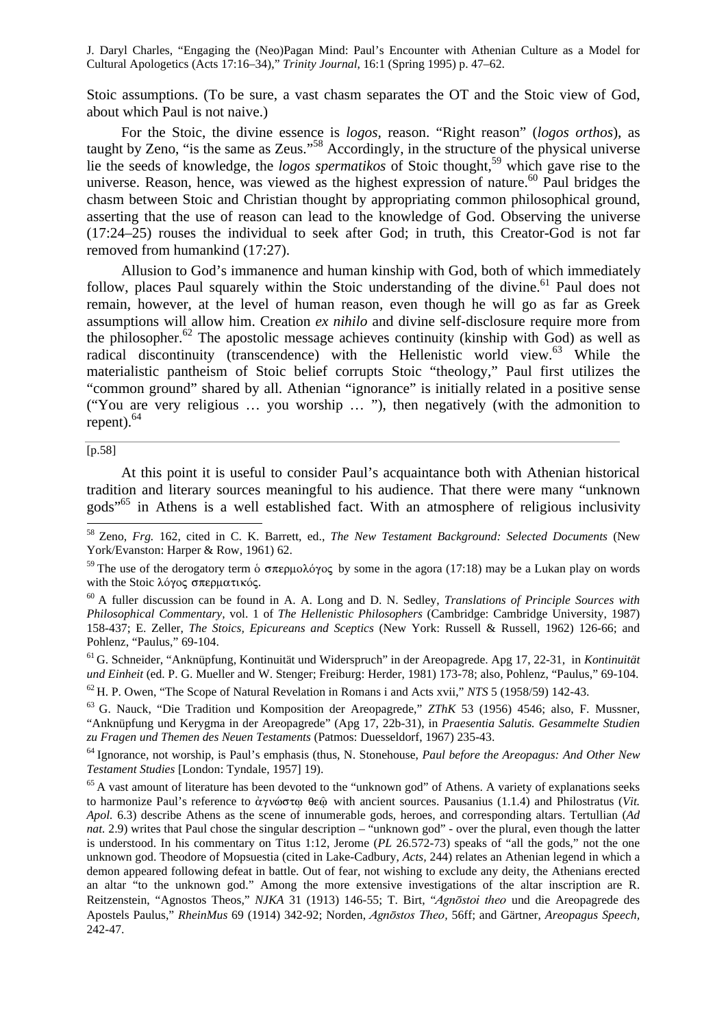Stoic assumptions. (To be sure, a vast chasm separates the OT and the Stoic view of God, about which Paul is not naive.)

For the Stoic, the divine essence is *logos*, reason. "Right reason" (*logos orthos*), as taught by Zeno, "is the same as Zeus."[58] Accordingly, in the structure of the physical universe lie the seeds of knowledge, the *logos spermatikos* of Stoic thought,[59] which gave rise to the universe. Reason, hence, was viewed as the highest expression of nature.[60] Paul bridges the chasm between Stoic and Christian thought by appropriating common philosophical ground, asserting that the use of reason can lead to the knowledge of God. Observing the universe (17:24–25) rouses the individual to seek after God; in truth, this Creator-God is not far removed from humankind (17:27).

Allusion to God's immanence and human kinship with God, both of which immediately follow, places Paul squarely within the Stoic understanding of the divine.[61] Paul does not remain, however, at the level of human reason, even though he will go as far as Greek assumptions will allow him. Creation *ex nihilo* and divine self-disclosure require more from the philosopher.[62] The apostolic message achieves continuity (kinship with God) as well as radical discontinuity (transcendence) with the Hellenistic world view.[63] While the materialistic pantheism of Stoic belief corrupts Stoic "theology," Paul first utilizes the "common ground" shared by all. Athenian "ignorance" is initially related in a positive sense ("You are very religious … you worship … "), then negatively (with the admonition to repent).[64]

[p.58]

At this point it is useful to consider Paul's acquaintance both with Athenian historical tradition and literary sources meaningful to his audience. That there were many "unknown gods"[65] in Athens is a well established fact. With an atmosphere of religious inclusivity

---

[58] Zeno, *Frg.* 162, cited in C. K. Barrett, ed., *The New Testament Background: Selected Documents* (New York/Evanston: Harper & Row, 1961) 62.

[59] The use of the derogatory term ὁ σπερμολόγος by some in the agora (17:18) may be a Lukan play on words with the Stoic λόγος σπερματικός.

[60] A fuller discussion can be found in A. A. Long and D. N. Sedley, *Translations of Principle Sources with Philosophical Commentary*, vol. 1 of *The Hellenistic Philosophers* (Cambridge: Cambridge University, 1987) 158-437; E. Zeller, *The Stoics, Epicureans and Sceptics* (New York: Russell & Russell, 1962) 126-66; and Pohlenz, "Paulus," 69-104.

[61] G. Schneider, "Anknüpfung, Kontinuität und Widerspruch" in der Areopagrede. Apg 17, 22-31, in *Kontinuität und Einheit* (ed. P. G. Mueller and W. Stenger; Freiburg: Herder, 1981) 173-78; also, Pohlenz, "Paulus," 69-104.

[62] H. P. Owen, "The Scope of Natural Revelation in Romans i and Acts xvii," *NTS* 5 (1958/59) 142-43.

[63] G. Nauck, "Die Tradition und Komposition der Areopagrede," *ZThK* 53 (1956) 4546; also, F. Mussner, "Anknüpfung und Kerygma in der Areopagrede" (Apg 17, 22b-31), in *Praesentia Salutis. Gesammelte Studien zu Fragen und Themen des Neuen Testaments* (Patmos: Duesseldorf, 1967) 235-43.

[64] Ignorance, not worship, is Paul's emphasis (thus, N. Stonehouse, *Paul before the Areopagus: And Other New Testament Studies* [London: Tyndale, 1957] 19).

[65] A vast amount of literature has been devoted to the "unknown god" of Athens. A variety of explanations seeks to harmonize Paul's reference to ἀγνώστῳ θεῷ with ancient sources. Pausanius (1.1.4) and Philostratus (*Vit. Apol.* 6.3) describe Athens as the scene of innumerable gods, heroes, and corresponding altars. Tertullian (*Ad nat.* 2.9) writes that Paul chose the singular description – "unknown god" - over the plural, even though the latter is understood. In his commentary on Titus 1:12, Jerome (*PL* 26.572-73) speaks of "all the gods," not the one unknown god. Theodore of Mopsuestia (cited in Lake-Cadbury, *Acts,* 244) relates an Athenian legend in which a demon appeared following defeat in battle. Out of fear, not wishing to exclude any deity, the Athenians erected an altar "to the unknown god." Among the more extensive investigations of the altar inscription are R. Reitzenstein, "Agnostos Theos," *NJKA* 31 (1913) 146-55; T. Birt, "*Agnōstoi theo* und die Areopagrede des Apostels Paulus," *RheinMus* 69 (1914) 342-92; Norden, *Agnōstos Theo,* 56ff; and Gärtner, *Areopagus Speech,* 242-47.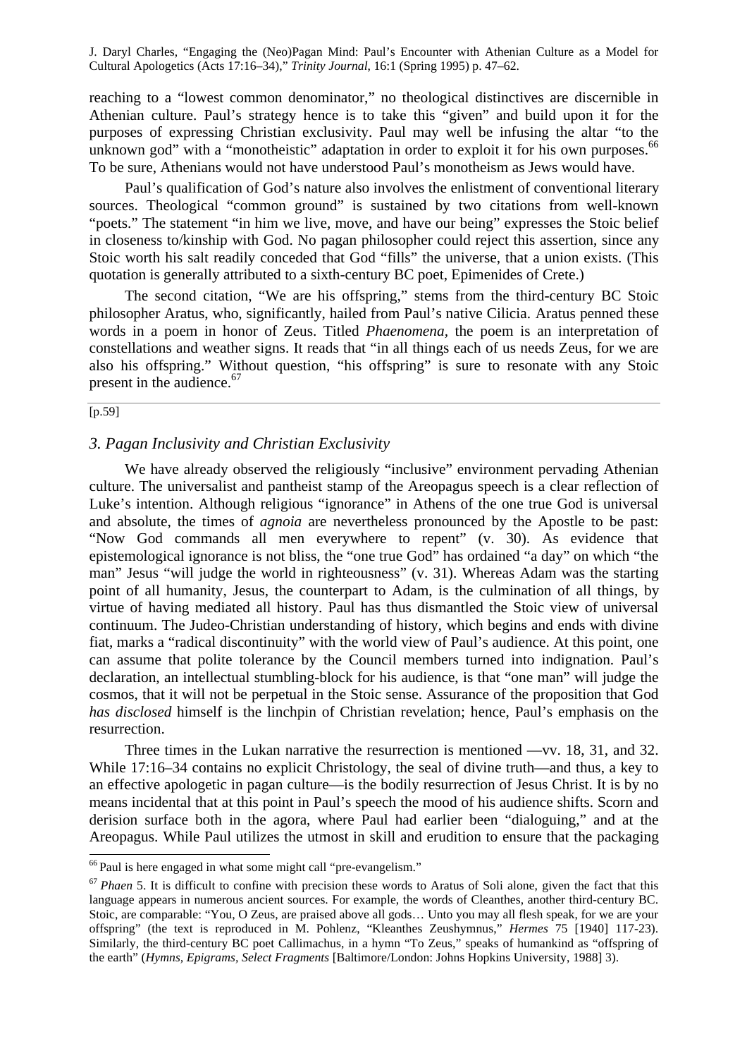reaching to a "lowest common denominator," no theological distinctives are discernible in Athenian culture. Paul's strategy hence is to take this "given" and build upon it for the purposes of expressing Christian exclusivity. Paul may well be infusing the altar "to the unknown god" with a "monotheistic" adaptation in order to exploit it for his own purposes.[66] To be sure, Athenians would not have understood Paul's monotheism as Jews would have.

Paul's qualification of God's nature also involves the enlistment of conventional literary sources. Theological "common ground" is sustained by two citations from well-known "poets." The statement "in him we live, move, and have our being" expresses the Stoic belief in closeness to/kinship with God. No pagan philosopher could reject this assertion, since any Stoic worth his salt readily conceded that God "fills" the universe, that a union exists. (This quotation is generally attributed to a sixth-century BC poet, Epimenides of Crete.)

The second citation, "We are his offspring," stems from the third-century BC Stoic philosopher Aratus, who, significantly, hailed from Paul's native Cilicia. Aratus penned these words in a poem in honor of Zeus. Titled *Phaenomena*, the poem is an interpretation of constellations and weather signs. It reads that "in all things each of us needs Zeus, for we are also his offspring." Without question, "his offspring" is sure to resonate with any Stoic present in the audience.[67]

[p.59]

### *3. Pagan Inclusivity and Christian Exclusivity*

We have already observed the religiously "inclusive" environment pervading Athenian culture. The universalist and pantheist stamp of the Areopagus speech is a clear reflection of Luke's intention. Although religious "ignorance" in Athens of the one true God is universal and absolute, the times of *agnoia* are nevertheless pronounced by the Apostle to be past: "Now God commands all men everywhere to repent" (v. 30). As evidence that epistemological ignorance is not bliss, the "one true God" has ordained "a day" on which "the man" Jesus "will judge the world in righteousness" (v. 31). Whereas Adam was the starting point of all humanity, Jesus, the counterpart to Adam, is the culmination of all things, by virtue of having mediated all history. Paul has thus dismantled the Stoic view of universal continuum. The Judeo-Christian understanding of history, which begins and ends with divine fiat, marks a "radical discontinuity" with the world view of Paul's audience. At this point, one can assume that polite tolerance by the Council members turned into indignation. Paul's declaration, an intellectual stumbling-block for his audience, is that "one man" will judge the cosmos, that it will not be perpetual in the Stoic sense. Assurance of the proposition that God *has disclosed* himself is the linchpin of Christian revelation; hence, Paul's emphasis on the resurrection.

Three times in the Lukan narrative the resurrection is mentioned —vv. 18, 31, and 32. While 17:16–34 contains no explicit Christology, the seal of divine truth—and thus, a key to an effective apologetic in pagan culture—is the bodily resurrection of Jesus Christ. It is by no means incidental that at this point in Paul's speech the mood of his audience shifts. Scorn and derision surface both in the agora, where Paul had earlier been "dialoguing," and at the Areopagus. While Paul utilizes the utmost in skill and erudition to ensure that the packaging

---

[66] Paul is here engaged in what some might call "pre-evangelism."

[67] *Phaen* 5. It is difficult to confine with precision these words to Aratus of Soli alone, given the fact that this language appears in numerous ancient sources. For example, the words of Cleanthes, another third-century BC. Stoic, are comparable: "You, O Zeus, are praised above all gods… Unto you may all flesh speak, for we are your offspring" (the text is reproduced in M. Pohlenz, "Kleanthes Zeushymnus," *Hermes* 75 [1940] 117-23). Similarly, the third-century BC poet Callimachus, in a hymn "To Zeus," speaks of humankind as "offspring of the earth" (*Hymns, Epigrams, Select Fragments* [Baltimore/London: Johns Hopkins University, 1988] 3).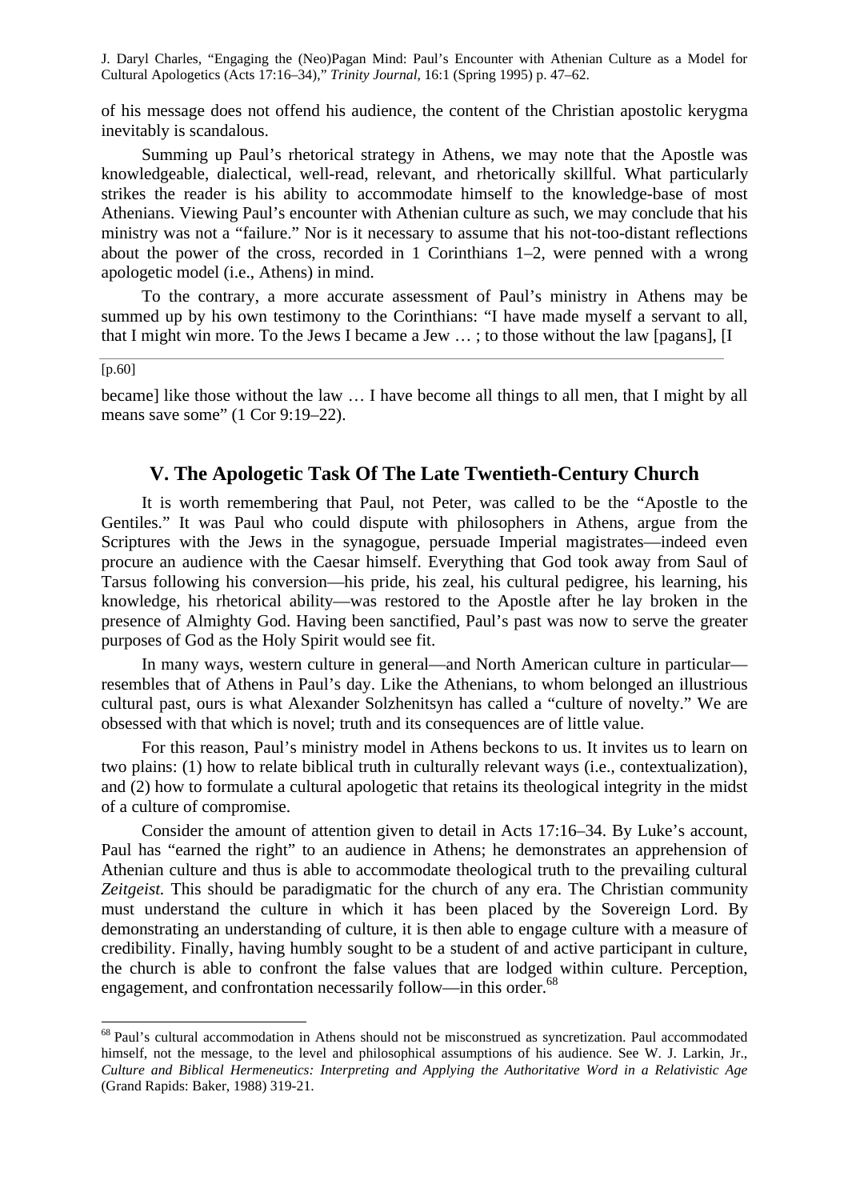of his message does not offend his audience, the content of the Christian apostolic kerygma inevitably is scandalous.

Summing up Paul's rhetorical strategy in Athens, we may note that the Apostle was knowledgeable, dialectical, well-read, relevant, and rhetorically skillful. What particularly strikes the reader is his ability to accommodate himself to the knowledge-base of most Athenians. Viewing Paul's encounter with Athenian culture as such, we may conclude that his ministry was not a "failure." Nor is it necessary to assume that his not-too-distant reflections about the power of the cross, recorded in 1 Corinthians 1–2, were penned with a wrong apologetic model (i.e., Athens) in mind.

To the contrary, a more accurate assessment of Paul's ministry in Athens may be summed up by his own testimony to the Corinthians: "I have made myself a servant to all, that I might win more. To the Jews I became a Jew … ; to those without the law [pagans], [I

[p.60]

became] like those without the law … I have become all things to all men, that I might by all means save some" (1 Cor 9:19–22).

## V. The Apologetic Task Of The Late Twentieth-Century Church

It is worth remembering that Paul, not Peter, was called to be the "Apostle to the Gentiles." It was Paul who could dispute with philosophers in Athens, argue from the Scriptures with the Jews in the synagogue, persuade Imperial magistrates—indeed even procure an audience with the Caesar himself. Everything that God took away from Saul of Tarsus following his conversion—his pride, his zeal, his cultural pedigree, his learning, his knowledge, his rhetorical ability—was restored to the Apostle after he lay broken in the presence of Almighty God. Having been sanctified, Paul's past was now to serve the greater purposes of God as the Holy Spirit would see fit.

In many ways, western culture in general—and North American culture in particular—resembles that of Athens in Paul's day. Like the Athenians, to whom belonged an illustrious cultural past, ours is what Alexander Solzhenitsyn has called a "culture of novelty." We are obsessed with that which is novel; truth and its consequences are of little value.

For this reason, Paul's ministry model in Athens beckons to us. It invites us to learn on two plains: (1) how to relate biblical truth in culturally relevant ways (i.e., contextualization), and (2) how to formulate a cultural apologetic that retains its theological integrity in the midst of a culture of compromise.

Consider the amount of attention given to detail in Acts 17:16–34. By Luke's account, Paul has "earned the right" to an audience in Athens; he demonstrates an apprehension of Athenian culture and thus is able to accommodate theological truth to the prevailing cultural *Zeitgeist.* This should be paradigmatic for the church of any era. The Christian community must understand the culture in which it has been placed by the Sovereign Lord. By demonstrating an understanding of culture, it is then able to engage culture with a measure of credibility. Finally, having humbly sought to be a student of and active participant in culture, the church is able to confront the false values that are lodged within culture. Perception, engagement, and confrontation necessarily follow—in this order.[68]

[68] Paul's cultural accommodation in Athens should not be misconstrued as syncretization. Paul accommodated himself, not the message, to the level and philosophical assumptions of his audience. See W. J. Larkin, Jr., *Culture and Biblical Hermeneutics: Interpreting and Applying the Authoritative Word in a Relativistic Age* (Grand Rapids: Baker, 1988) 319-21.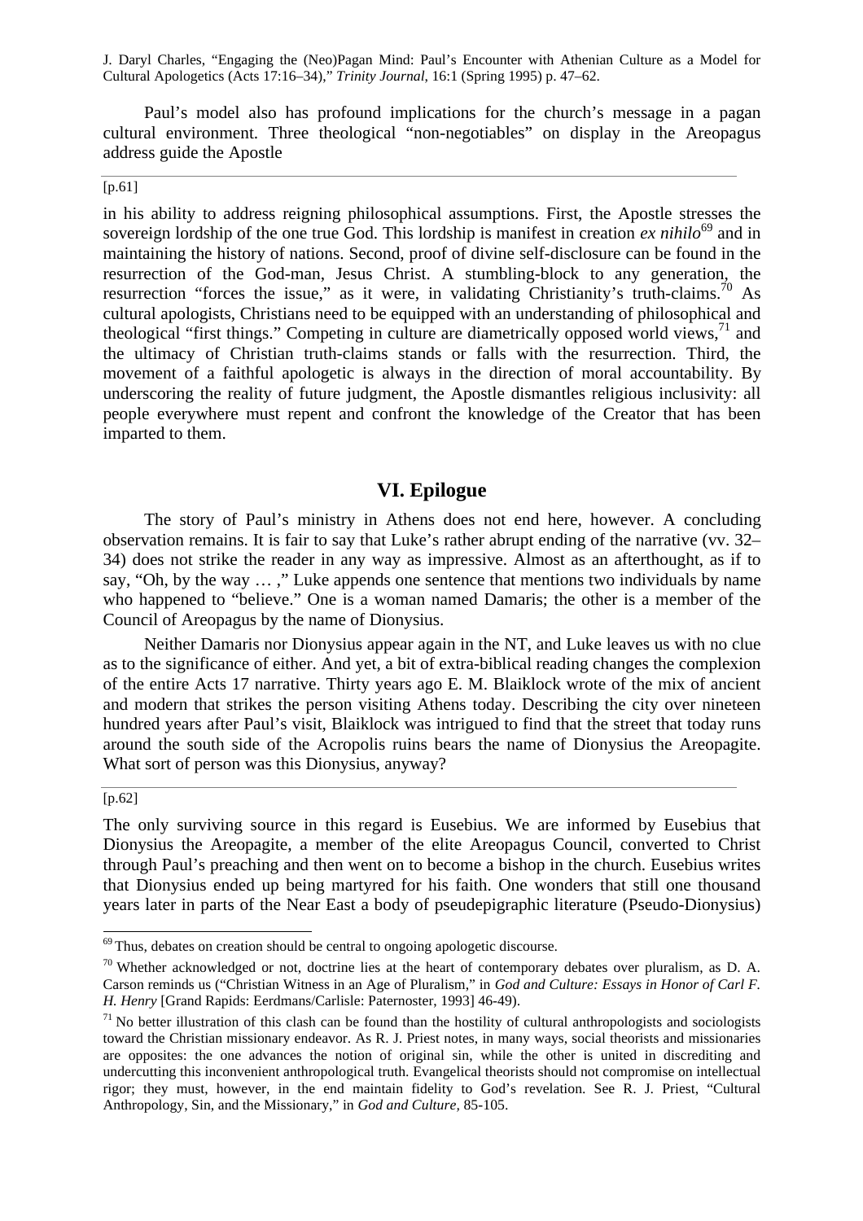Paul's model also has profound implications for the church's message in a pagan cultural environment. Three theological "non-negotiables" on display in the Areopagus address guide the Apostle

[p.61]

in his ability to address reigning philosophical assumptions. First, the Apostle stresses the sovereign lordship of the one true God. This lordship is manifest in creation *ex nihilo*[69] and in maintaining the history of nations. Second, proof of divine self-disclosure can be found in the resurrection of the God-man, Jesus Christ. A stumbling-block to any generation, the resurrection "forces the issue," as it were, in validating Christianity's truth-claims.[70] As cultural apologists, Christians need to be equipped with an understanding of philosophical and theological "first things." Competing in culture are diametrically opposed world views,[71] and the ultimacy of Christian truth-claims stands or falls with the resurrection. Third, the movement of a faithful apologetic is always in the direction of moral accountability. By underscoring the reality of future judgment, the Apostle dismantles religious inclusivity: all people everywhere must repent and confront the knowledge of the Creator that has been imparted to them.

## VI. Epilogue

The story of Paul's ministry in Athens does not end here, however. A concluding observation remains. It is fair to say that Luke's rather abrupt ending of the narrative (vv. 32–34) does not strike the reader in any way as impressive. Almost as an afterthought, as if to say, "Oh, by the way … ," Luke appends one sentence that mentions two individuals by name who happened to "believe." One is a woman named Damaris; the other is a member of the Council of Areopagus by the name of Dionysius.

Neither Damaris nor Dionysius appear again in the NT, and Luke leaves us with no clue as to the significance of either. And yet, a bit of extra-biblical reading changes the complexion of the entire Acts 17 narrative. Thirty years ago E. M. Blaiklock wrote of the mix of ancient and modern that strikes the person visiting Athens today. Describing the city over nineteen hundred years after Paul's visit, Blaiklock was intrigued to find that the street that today runs around the south side of the Acropolis ruins bears the name of Dionysius the Areopagite. What sort of person was this Dionysius, anyway?

[p.62]

The only surviving source in this regard is Eusebius. We are informed by Eusebius that Dionysius the Areopagite, a member of the elite Areopagus Council, converted to Christ through Paul's preaching and then went on to become a bishop in the church. Eusebius writes that Dionysius ended up being martyred for his faith. One wonders that still one thousand years later in parts of the Near East a body of pseudepigraphic literature (Pseudo-Dionysius)

---

[69] Thus, debates on creation should be central to ongoing apologetic discourse.

[70] Whether acknowledged or not, doctrine lies at the heart of contemporary debates over pluralism, as D. A. Carson reminds us ("Christian Witness in an Age of Pluralism," in *God and Culture: Essays in Honor of Carl F. H. Henry* [Grand Rapids: Eerdmans/Carlisle: Paternoster, 1993] 46-49).

[71] No better illustration of this clash can be found than the hostility of cultural anthropologists and sociologists toward the Christian missionary endeavor. As R. J. Priest notes, in many ways, social theorists and missionaries are opposites: the one advances the notion of original sin, while the other is united in discrediting and undercutting this inconvenient anthropological truth. Evangelical theorists should not compromise on intellectual rigor; they must, however, in the end maintain fidelity to God's revelation. See R. J. Priest, "Cultural Anthropology, Sin, and the Missionary," in *God and Culture*, 85-105.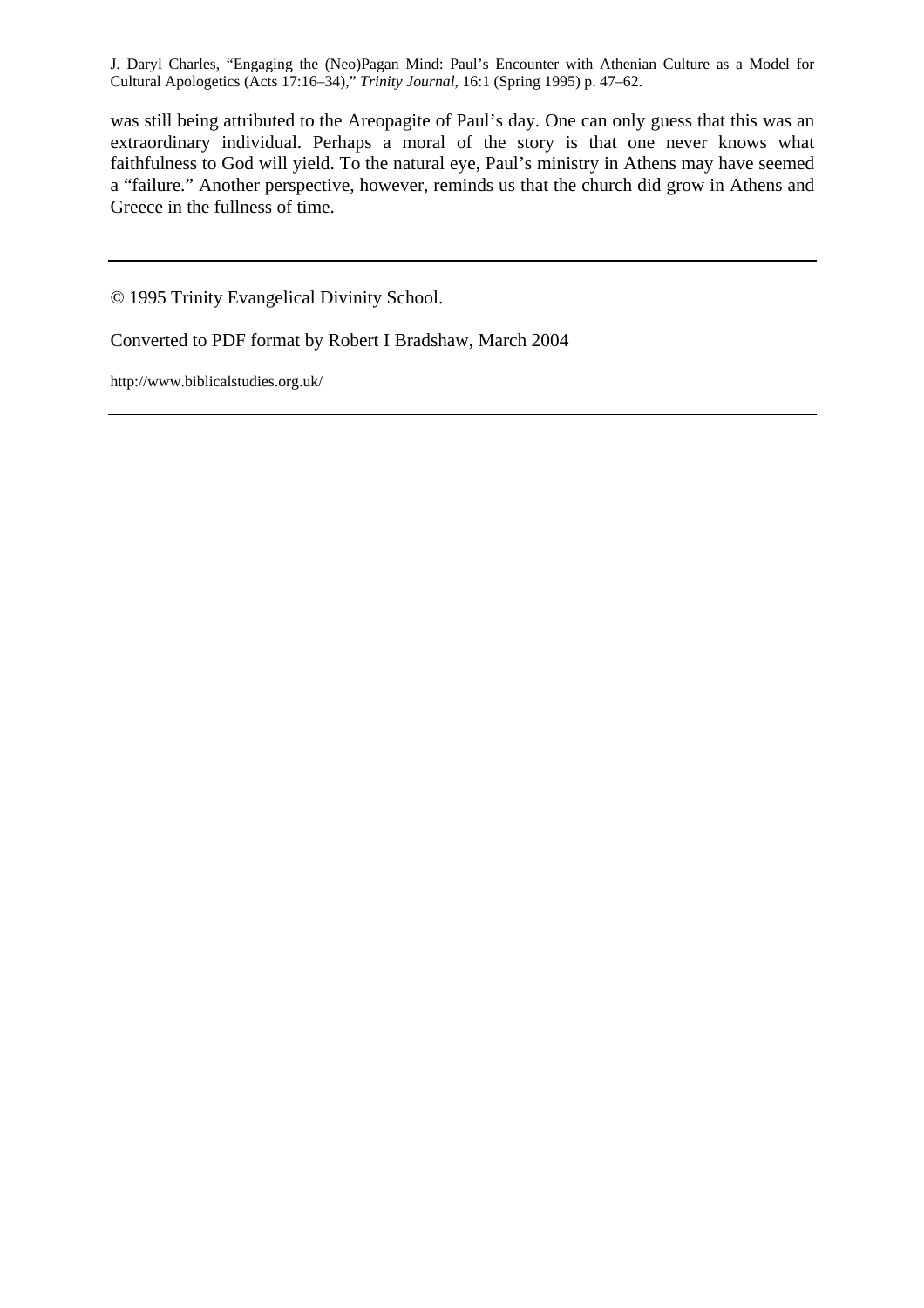was still being attributed to the Areopagite of Paul's day. One can only guess that this was an extraordinary individual. Perhaps a moral of the story is that one never knows what faithfulness to God will yield. To the natural eye, Paul's ministry in Athens may have seemed a "failure." Another perspective, however, reminds us that the church did grow in Athens and Greece in the fullness of time.

---

© 1995 Trinity Evangelical Divinity School.

Converted to PDF format by Robert I Bradshaw, March 2004

http://www.biblicalstudies.org.uk/

---